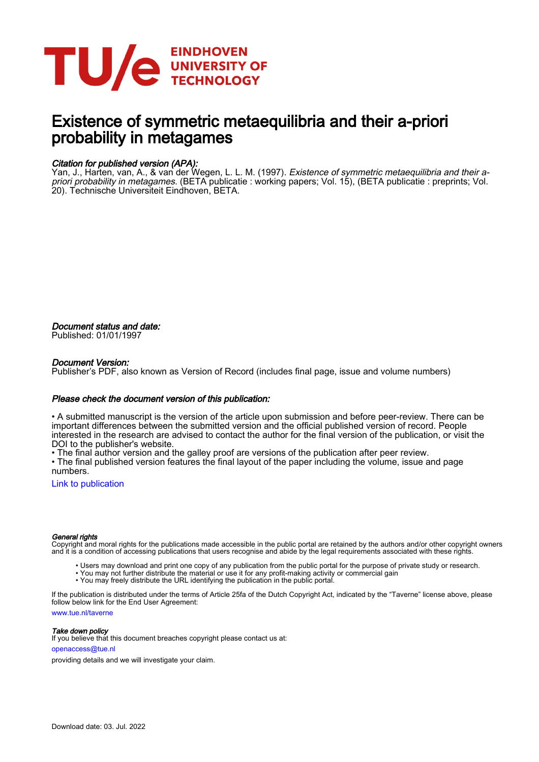# Existence of symmetric metaequilibria and their a-priori probability in metagames

***Citation for published version (APA):***

Yan, J., Harten, van, A., & van der Wegen, L. L. M. (1997). *Existence of symmetric metaequilibria and their a-priori probability in metagames.* (BETA publicatie : working papers; Vol. 15), (BETA publicatie : preprints; Vol. 20). Technische Universiteit Eindhoven, BETA.

***Document status and date:***

Published: 01/01/1997

***Document Version:***

Publisher's PDF, also known as Version of Record (includes final page, issue and volume numbers)

***Please check the document version of this publication:***

• A submitted manuscript is the version of the article upon submission and before peer-review. There can be important differences between the submitted version and the official published version of record. People interested in the research are advised to contact the author for the final version of the publication, or visit the DOI to the publisher's website.
• The final author version and the galley proof are versions of the publication after peer review.
• The final published version features the final layout of the paper including the volume, issue and page numbers.

Link to publication

***General rights***

Copyright and moral rights for the publications made accessible in the public portal are retained by the authors and/or other copyright owners and it is a condition of accessing publications that users recognise and abide by the legal requirements associated with these rights.

- Users may download and print one copy of any publication from the public portal for the purpose of private study or research.
- You may not further distribute the material or use it for any profit-making activity or commercial gain
- You may freely distribute the URL identifying the publication in the public portal.

If the publication is distributed under the terms of Article 25fa of the Dutch Copyright Act, indicated by the "Taverne" license above, please follow below link for the End User Agreement:

www.tue.nl/taverne

***Take down policy***

If you believe that this document breaches copyright please contact us at:

openaccess@tue.nl

providing details and we will investigate your claim.

Download date: 03. Jul. 2022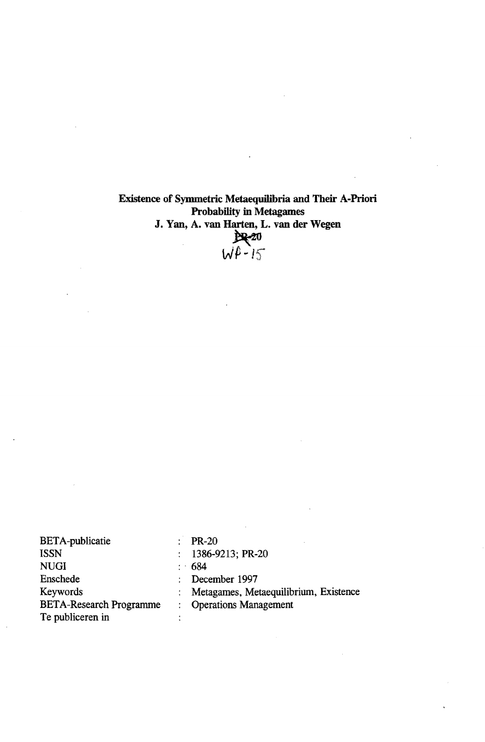**Existence of Symmetric Metaequilibria and Their A-Priori Probability in Metagames**

**J. Yan, A. van Harten, L. van der Wegen**

~~PR-20~~ WP-15

| | | |
|---|---|---|
| BETA-publicatie | : | PR-20 |
| ISSN | : | 1386-9213; PR-20 |
| NUGI | : | 684 |
| Enschede | : | December 1997 |
| Keywords | : | Metagames, Metaequilibrium, Existence |
| BETA-Research Programme | : | Operations Management |
| Te publiceren in | : | |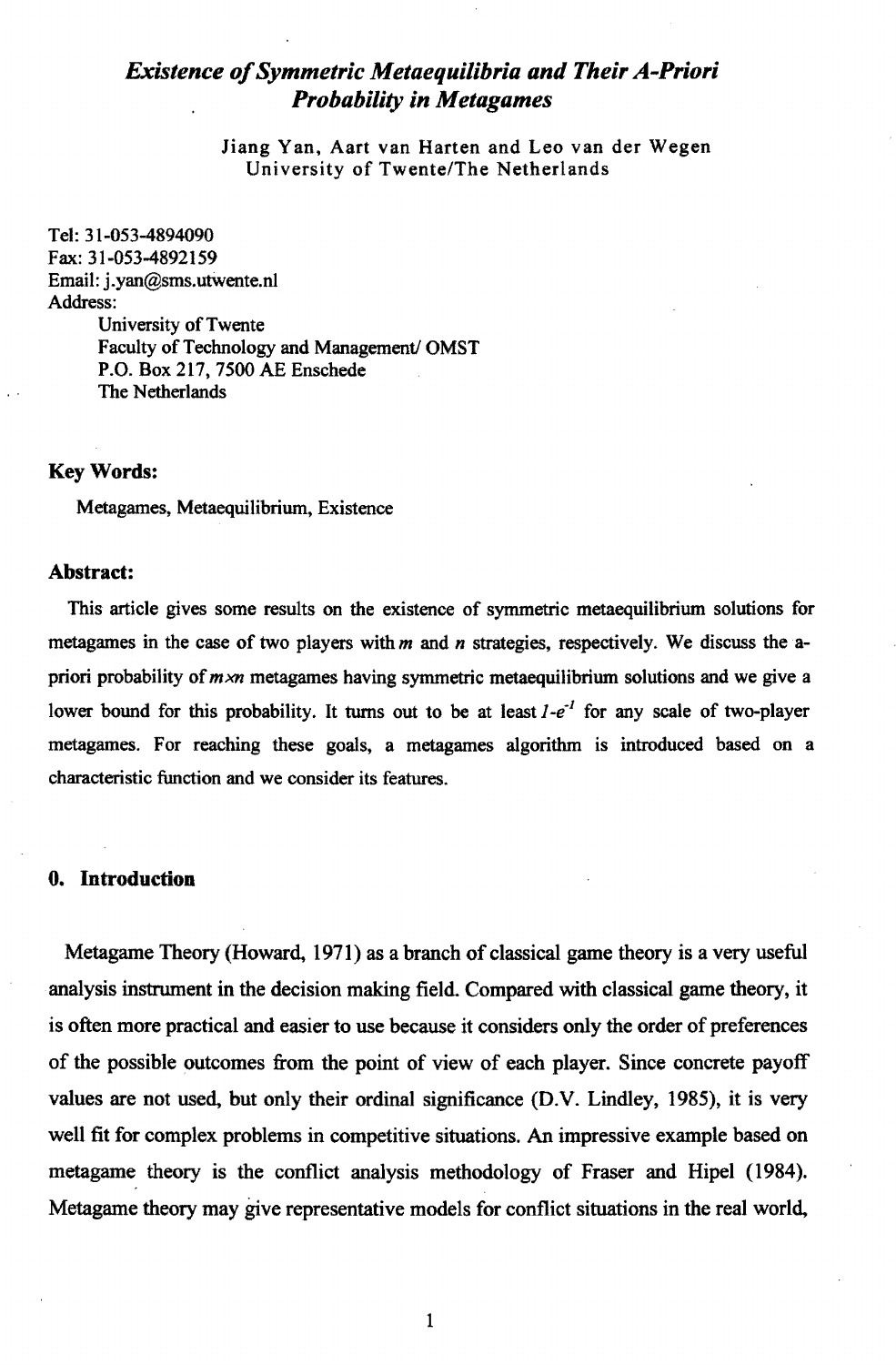# *Existence of Symmetric Metaequilibria and Their A-Priori Probability in Metagames*

Jiang Yan, Aart van Harten and Leo van der Wegen
University of Twente/The Netherlands

Tel: 31-053-4894090
Fax: 31-053-4892159
Email: j.yan@sms.utwente.nl
Address:
University of Twente
Faculty of Technology and Management/ OMST
P.O. Box 217, 7500 AE Enschede
The Netherlands

### Key Words:

Metagames, Metaequilibrium, Existence

### Abstract:

This article gives some results on the existence of symmetric metaequilibrium solutions for metagames in the case of two players with $m$ and $n$ strategies, respectively. We discuss the a-priori probability of $m{\times}n$ metagames having symmetric metaequilibrium solutions and we give a lower bound for this probability. It turns out to be at least $1-e^{-1}$ for any scale of two-player metagames. For reaching these goals, a metagames algorithm is introduced based on a characteristic function and we consider its features.

## 0. Introduction

Metagame Theory (Howard, 1971) as a branch of classical game theory is a very useful analysis instrument in the decision making field. Compared with classical game theory, it is often more practical and easier to use because it considers only the order of preferences of the possible outcomes from the point of view of each player. Since concrete payoff values are not used, but only their ordinal significance (D.V. Lindley, 1985), it is very well fit for complex problems in competitive situations. An impressive example based on metagame theory is the conflict analysis methodology of Fraser and Hipel (1984). Metagame theory may give representative models for conflict situations in the real world,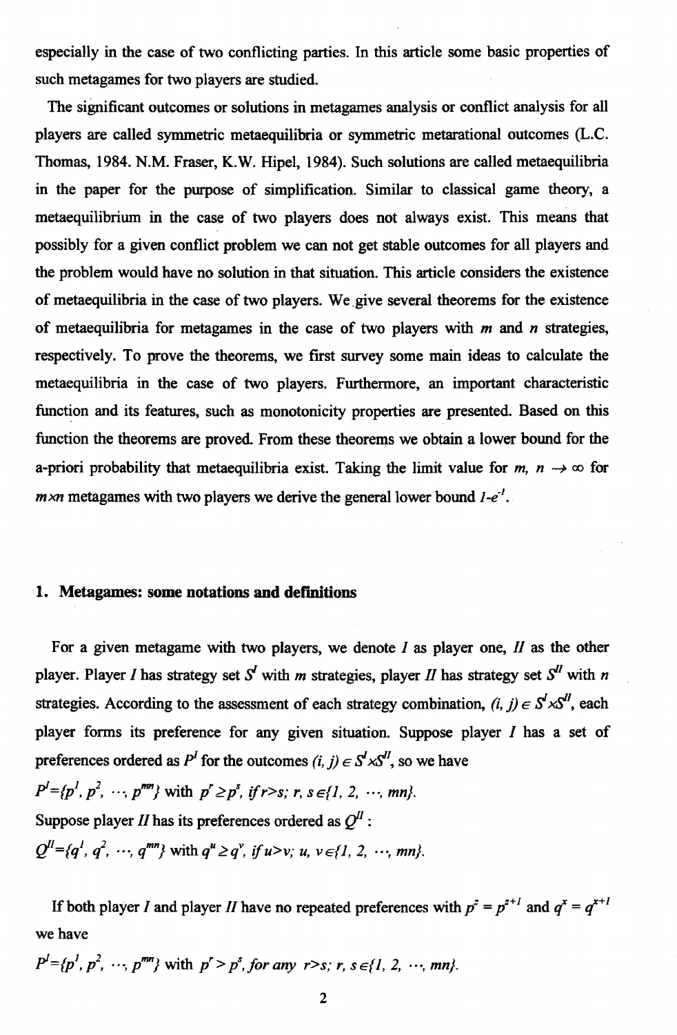especially in the case of two conflicting parties. In this article some basic properties of such metagames for two players are studied.

The significant outcomes or solutions in metagames analysis or conflict analysis for all players are called symmetric metaequilibria or symmetric metarational outcomes (L.C. Thomas, 1984. N.M. Fraser, K.W. Hipel, 1984). Such solutions are called metaequilibria in the paper for the purpose of simplification. Similar to classical game theory, a metaequilibrium in the case of two players does not always exist. This means that possibly for a given conflict problem we can not get stable outcomes for all players and the problem would have no solution in that situation. This article considers the existence of metaequilibria in the case of two players. We give several theorems for the existence of metaequilibria for metagames in the case of two players with $m$ and $n$ strategies, respectively. To prove the theorems, we first survey some main ideas to calculate the metaequilibria in the case of two players. Furthermore, an important characteristic function and its features, such as monotonicity properties are presented. Based on this function the theorems are proved. From these theorems we obtain a lower bound for the a-priori probability that metaequilibria exist. Taking the limit value for $m, n \to \infty$ for $m \times n$ metagames with two players we derive the general lower bound $1-e^{-1}$.

## 1. Metagames: some notations and definitions

For a given metagame with two players, we denote $I$ as player one, $II$ as the other player. Player $I$ has strategy set $S^I$ with $m$ strategies, player $II$ has strategy set $S^{II}$ with $n$ strategies. According to the assessment of each strategy combination, $(i, j) \in S^I \times S^{II}$, each player forms its preference for any given situation. Suppose player $I$ has a set of preferences ordered as $P^I$ for the outcomes $(i, j) \in S^I \times S^{II}$, so we have

$P^I=\{p^1, p^2, \cdots, p^{mn}\}$ with $p^r \geq p^s$, if $r>s$; $r, s \in \{1, 2, \cdots, mn\}$.

Suppose player $II$ has its preferences ordered as $Q^{II}$ :

$Q^{II}=\{q^1, q^2, \cdots, q^{mn}\}$ with $q^u \geq q^v$, if $u>v$; $u, v \in \{1, 2, \cdots, mn\}$.

If both player $I$ and player $II$ have no repeated preferences with $p^z = p^{z+1}$ and $q^x = q^{x+1}$ we have

$P^I=\{p^1, p^2, \cdots, p^{mn}\}$ with $p^r > p^s$, for any $r>s$; $r, s \in \{1, 2, \cdots, mn\}$.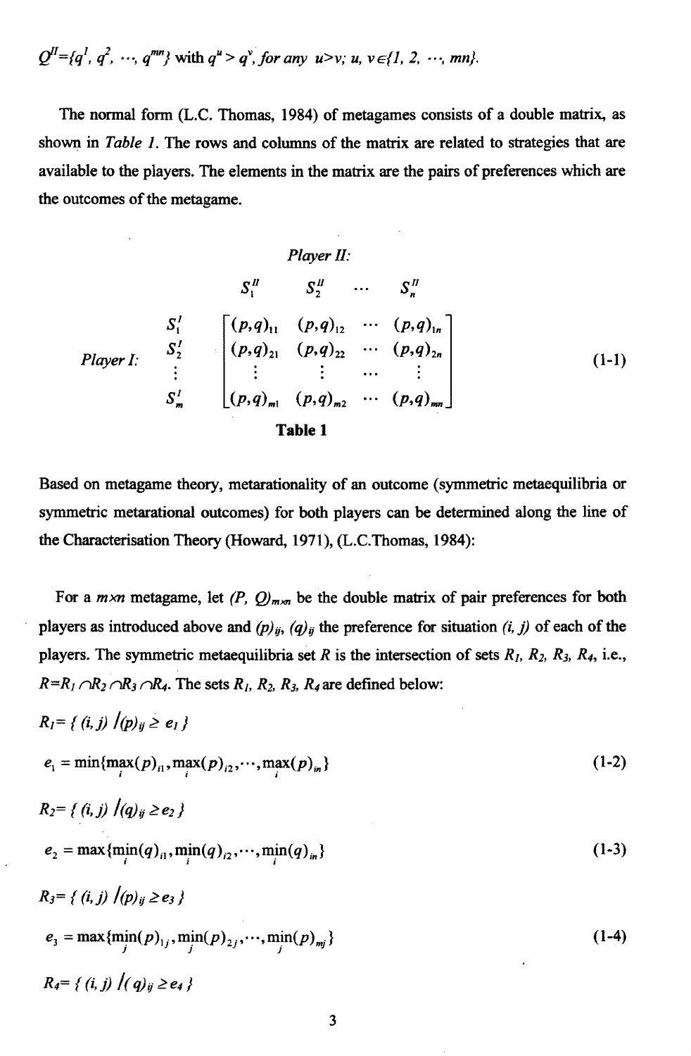$Q^{II}=\{q^1, q^2, \cdots, q^{mn}\}$ with $q^u > q^v$, *for any* $u>v$; $u, v\in\{1, 2, \cdots, mn\}$.

The normal form (L.C. Thomas, 1984) of metagames consists of a double matrix, as shown in *Table 1*. The rows and columns of the matrix are related to strategies that are available to the players. The elements in the matrix are the pairs of preferences which are the outcomes of the metagame.

$$
\begin{array}{cc}
 & \textit{Player II:} \\
 & \begin{array}{cccc} S_1^{II} & S_2^{II} & \cdots & S_n^{II} \end{array} \\
\textit{Player I:} \begin{array}{c} S_1^I \\ S_2^I \\ \vdots \\ S_m^I \end{array} & \begin{bmatrix} (p,q)_{11} & (p,q)_{12} & \cdots & (p,q)_{1n} \\ (p,q)_{21} & (p,q)_{22} & \cdots & (p,q)_{2n} \\ \vdots & \vdots & \cdots & \vdots \\ (p,q)_{m1} & (p,q)_{m2} & \cdots & (p,q)_{mn} \end{bmatrix}
\end{array} \tag{1-1}
$$

**Table 1**

Based on metagame theory, metarationality of an outcome (symmetric metaequilibria or symmetric metarational outcomes) for both players can be determined along the line of the Characterisation Theory (Howard, 1971), (L.C.Thomas, 1984):

For a $m\times n$ metagame, let $(P, Q)_{m\times n}$ be the double matrix of pair preferences for both players as introduced above and $(p)_{ij}$, $(q)_{ij}$ the preference for situation $(i, j)$ of each of the players. The symmetric metaequilibria set $R$ is the intersection of sets $R_1$, $R_2$, $R_3$, $R_4$, i.e., $R=R_1\cap R_2\cap R_3\cap R_4$. The sets $R_1$, $R_2$, $R_3$, $R_4$ are defined below:

$R_1=\{ (i, j) / (p)_{ij} \geq e_1 \}$

$$e_1 = \min\{\max_i(p)_{i1}, \max_i(p)_{i2}, \cdots, \max_i(p)_{in}\} \tag{1-2}$$

$R_2=\{ (i, j) / (q)_{ij} \geq e_2 \}$

$$e_2 = \max\{\min_i(q)_{i1}, \min_i(q)_{i2}, \cdots, \min_i(q)_{in}\} \tag{1-3}$$

$R_3=\{ (i, j) / (p)_{ij} \geq e_3 \}$

$$e_3 = \max\{\min_j(p)_{1j}, \min_j(p)_{2j}, \cdots, \min_j(p)_{mj}\} \tag{1-4}$$

$R_4=\{ (i, j) / (q)_{ij} \geq e_4 \}$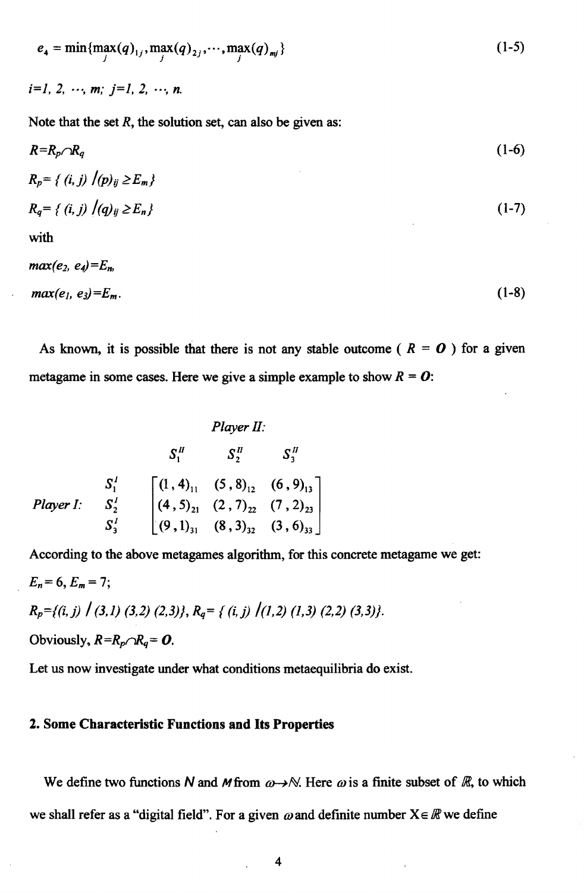$$e_4 = \min\{\max_j(q)_{1j}, \max_j(q)_{2j}, \cdots, \max_j(q)_{mj}\} \tag{1-5}$$

$i=1, 2, \cdots, m$; $j=1, 2, \cdots, n$.

Note that the set $R$, the solution set, can also be given as:

$$R=R_p \cap R_q \tag{1-6}$$

$$R_p = \{ (i, j) \,/(p)_{ij} \geq E_m \}$$

$$R_q = \{ (i, j) \,/(q)_{ij} \geq E_n \} \tag{1-7}$$

with

$$\max(e_2, e_4)=E_n,$$

$$\max(e_1, e_3)=E_m. \tag{1-8}$$

As known, it is possible that there is not any stable outcome ( $R$ = $\mathbf{O}$ ) for a given metagame in some cases. Here we give a simple example to show $R$ = $\mathbf{O}$:

*Player II:*

$$
\begin{array}{ccc}
 & & S_1^{II} \quad\quad S_2^{II} \quad\quad S_3^{II} \\
\textit{Player I:} & \begin{array}{c} S_1^I \\ S_2^I \\ S_3^I \end{array} & \begin{bmatrix} (1,4)_{11} & (5,8)_{12} & (6,9)_{13} \\ (4,5)_{21} & (2,7)_{22} & (7,2)_{23} \\ (9,1)_{31} & (8,3)_{32} & (3,6)_{33} \end{bmatrix}
\end{array}
$$

According to the above metagames algorithm, for this concrete metagame we get:

$E_n = 6$, $E_m = 7$;

$R_p=\{(i, j) \,/ (3,1) (3,2) (2,3)\}$, $R_q= \{ (i, j) \,/(1,2) (1,3) (2,2) (3,3)\}$.

Obviously, $R=R_p \cap R_q= \mathbf{O}$.

Let us now investigate under what conditions metaequilibria do exist.

## 2. Some Characteristic Functions and Its Properties

We define two functions $N$ and $M$ from $\omega \rightarrow \mathbb{N}$. Here $\omega$ is a finite subset of $\mathbb{R}$, to which we shall refer as a "digital field". For a given $\omega$ and definite number $X \in \mathbb{R}$ we define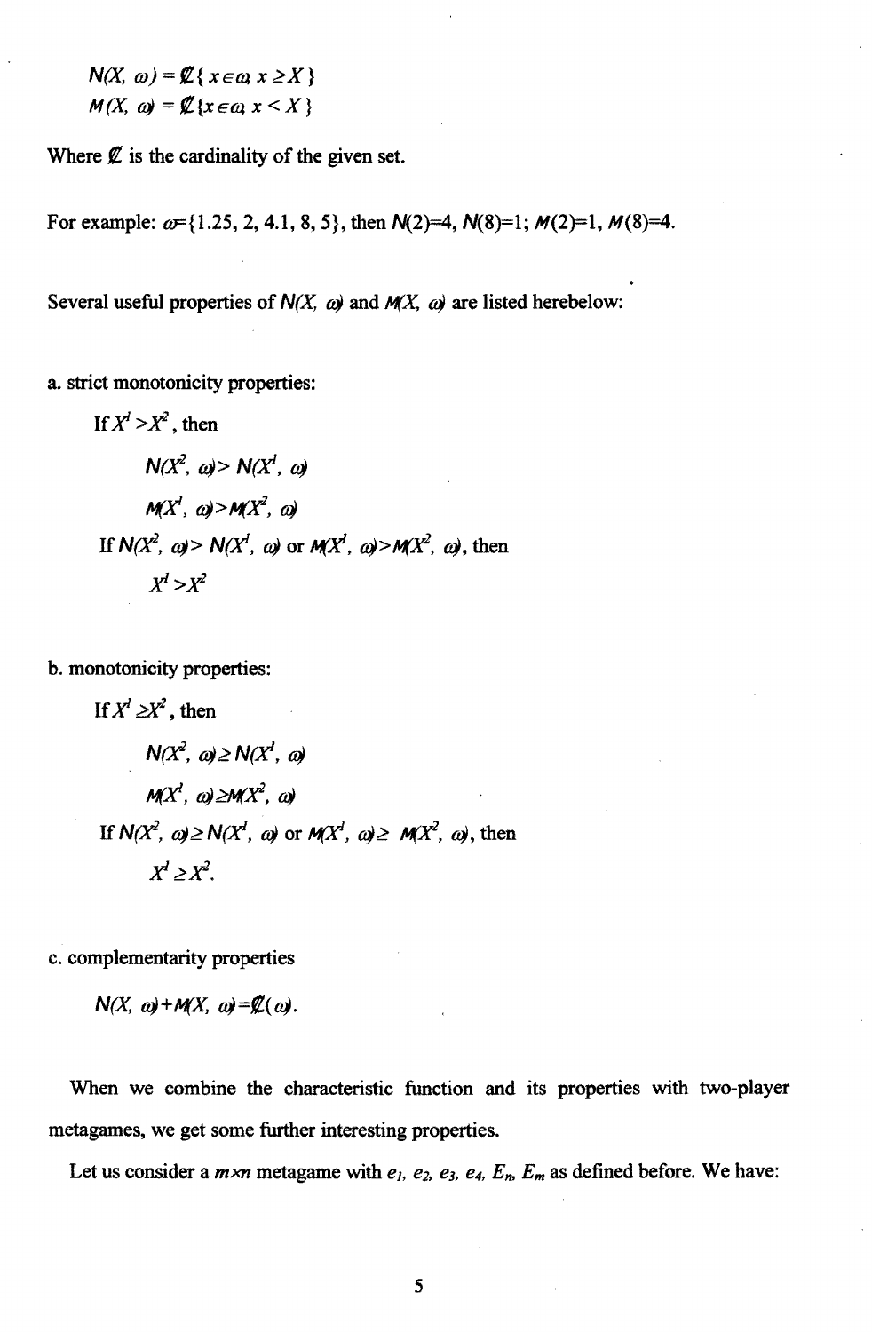$$N(X, \omega) = \mathbb{C}\{\, x \in \omega,\ x \geq X \,\}$$
$$M(X, \omega) = \mathbb{C}\{x \in \omega,\ x < X\,\}$$

Where $\mathbb{C}$ is the cardinality of the given set.

For example: $\omega$={1.25, 2, 4.1, 8, 5}, then $N(2)=4$, $N(8)=1$; $M(2)=1$, $M(8)=4$.

Several useful properties of $N(X, \omega)$ and $M(X, \omega)$ are listed herebelow:

a. strict monotonicity properties:

If $X^1 > X^2$, then

$$N(X^2, \omega) > N(X^1, \omega)$$
$$M(X^1, \omega) > M(X^2, \omega)$$

If $N(X^2, \omega) > N(X^1, \omega)$ or $M(X^1, \omega) > M(X^2, \omega)$, then

$$X^1 > X^2$$

b. monotonicity properties:

If $X^1 \geq X^2$, then

$$N(X^2, \omega) \geq N(X^1, \omega)$$
$$M(X^1, \omega) \geq M(X^2, \omega)$$

If $N(X^2, \omega) \geq N(X^1, \omega)$ or $M(X^1, \omega) \geq M(X^2, \omega)$, then

$$X^1 \geq X^2.$$

c. complementarity properties

$$N(X, \omega) + M(X, \omega) = \mathbb{C}(\omega).$$

When we combine the characteristic function and its properties with two-player metagames, we get some further interesting properties.

Let us consider a $m \times n$ metagame with $e_1$, $e_2$, $e_3$, $e_4$, $E_n$, $E_m$ as defined before. We have: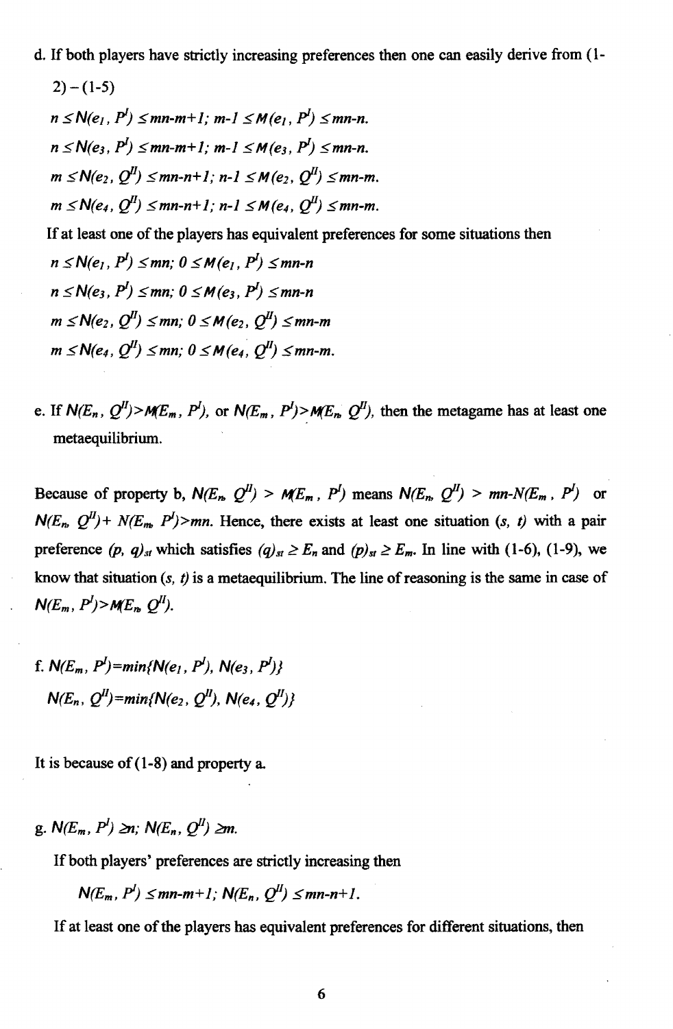d. If both players have strictly increasing preferences then one can easily derive from (1-2) – (1-5)

$n \leq N(e_1, P^I) \leq mn\text{-}m\text{+}1;\ m\text{-}1 \leq M(e_1, P^I) \leq mn\text{-}n.$

$n \leq N(e_3, P^I) \leq mn\text{-}m\text{+}1;\ m\text{-}1 \leq M(e_3, P^I) \leq mn\text{-}n.$

$m \leq N(e_2, Q^{II}) \leq mn\text{-}n\text{+}1;\ n\text{-}1 \leq M(e_2, Q^{II}) \leq mn\text{-}m.$

$m \leq N(e_4, Q^{II}) \leq mn\text{-}n\text{+}1;\ n\text{-}1 \leq M(e_4, Q^{II}) \leq mn\text{-}m.$

If at least one of the players has equivalent preferences for some situations then

$n \leq N(e_1, P^I) \leq mn;\ 0 \leq M(e_1, P^I) \leq mn\text{-}n$

$n \leq N(e_3, P^I) \leq mn;\ 0 \leq M(e_3, P^I) \leq mn\text{-}n$

$m \leq N(e_2, Q^{II}) \leq mn;\ 0 \leq M(e_2, Q^{II}) \leq mn\text{-}m$

$m \leq N(e_4, Q^{II}) \leq mn;\ 0 \leq M(e_4, Q^{II}) \leq mn\text{-}m.$

e. If $N(E_n, Q^{II}) > M(E_m, P^I)$, or $N(E_m, P^I) > M(E_n, Q^{II})$, then the metagame has at least one metaequilibrium.

Because of property b, $N(E_n, Q^{II}) > M(E_m, P^I)$ means $N(E_n, Q^{II}) > mn\text{-}N(E_m, P^I)$ or $N(E_n, Q^{II}) + N(E_m, P^I) > mn$. Hence, there exists at least one situation $(s, t)$ with a pair preference $(p, q)_{st}$ which satisfies $(q)_{st} \geq E_n$ and $(p)_{st} \geq E_m$. In line with (1-6), (1-9), we know that situation $(s, t)$ is a metaequilibrium. The line of reasoning is the same in case of $N(E_m, P^I) > M(E_n, Q^{II})$.

f. $N(E_m, P^I) = \min\{N(e_1, P^I), N(e_3, P^I)\}$

$N(E_n, Q^{II}) = \min\{N(e_2, Q^{II}), N(e_4, Q^{II})\}$

It is because of (1-8) and property a.

g. $N(E_m, P^I) \geq n;\ N(E_n, Q^{II}) \geq m.$

If both players' preferences are strictly increasing then

$N(E_m, P^I) \leq mn\text{-}m\text{+}1;\ N(E_n, Q^{II}) \leq mn\text{-}n\text{+}1.$

If at least one of the players has equivalent preferences for different situations, then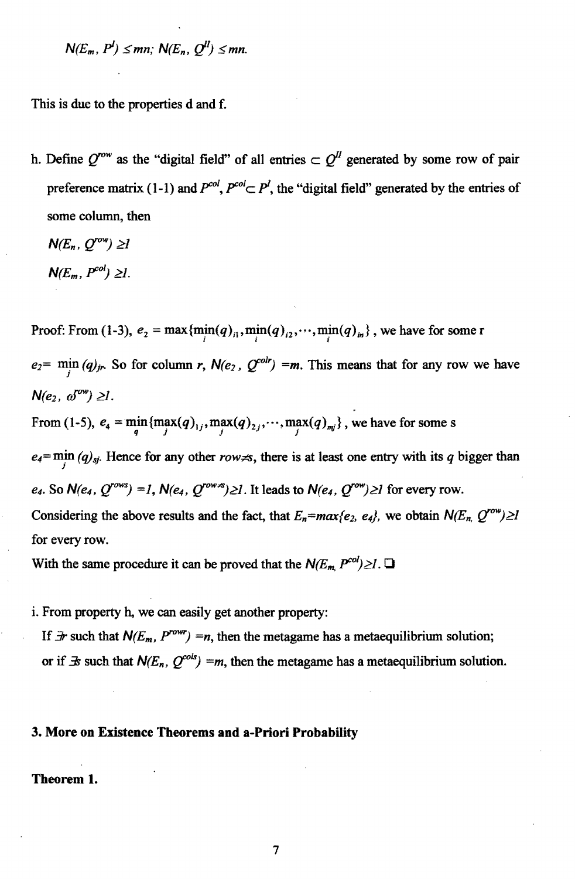$N(E_m, P^I) \leq mn$; $N(E_n, Q^{II}) \leq mn$.

This is due to the properties d and f.

h. Define $Q^{row}$ as the "digital field" of all entries $\subset Q^{II}$ generated by some row of pair preference matrix (1-1) and $P^{col}$, $P^{col} \subset P^I$, the "digital field" generated by the entries of some column, then

$N(E_n, Q^{row}) \geq 1$

$N(E_m, P^{col}) \geq 1$.

Proof: From (1-3), $e_2 = \max\{\min_i(q)_{i1}, \min_i(q)_{i2}, \cdots, \min_i(q)_{in}\}$, we have for some r

$e_2 = \min_j (q)_{jr}$. So for column $r$, $N(e_2, Q^{colr}) = m$. This means that for any row we have $N(e_2, \omega^{row}) \geq 1$.

From (1-5), $e_4 = \min_q\{\max_j(q)_{1j}, \max_j(q)_{2j}, \cdots, \max_j(q)_{mj}\}$, we have for some s

$e_4 = \min_j (q)_{sj}$. Hence for any other $row \neq s$, there is at least one entry with its $q$ bigger than $e_4$. So $N(e_4, Q^{rows}) = 1$, $N(e_4, Q^{row \neq s}) \geq 1$. It leads to $N(e_4, Q^{row}) \geq 1$ for every row.

Considering the above results and the fact, that $E_n = \max\{e_2, e_4\}$, we obtain $N(E_n, Q^{row}) \geq 1$ for every row.

With the same procedure it can be proved that the $N(E_m, P^{col}) \geq 1$. ❑

i. From property h, we can easily get another property:

If $\exists r$ such that $N(E_m, P^{rowr}) = n$, then the metagame has a metaequilibrium solution;

or if $\exists s$ such that $N(E_n, Q^{cols}) = m$, then the metagame has a metaequilibrium solution.

## 3. More on Existence Theorems and a-Priori Probability

**Theorem 1.**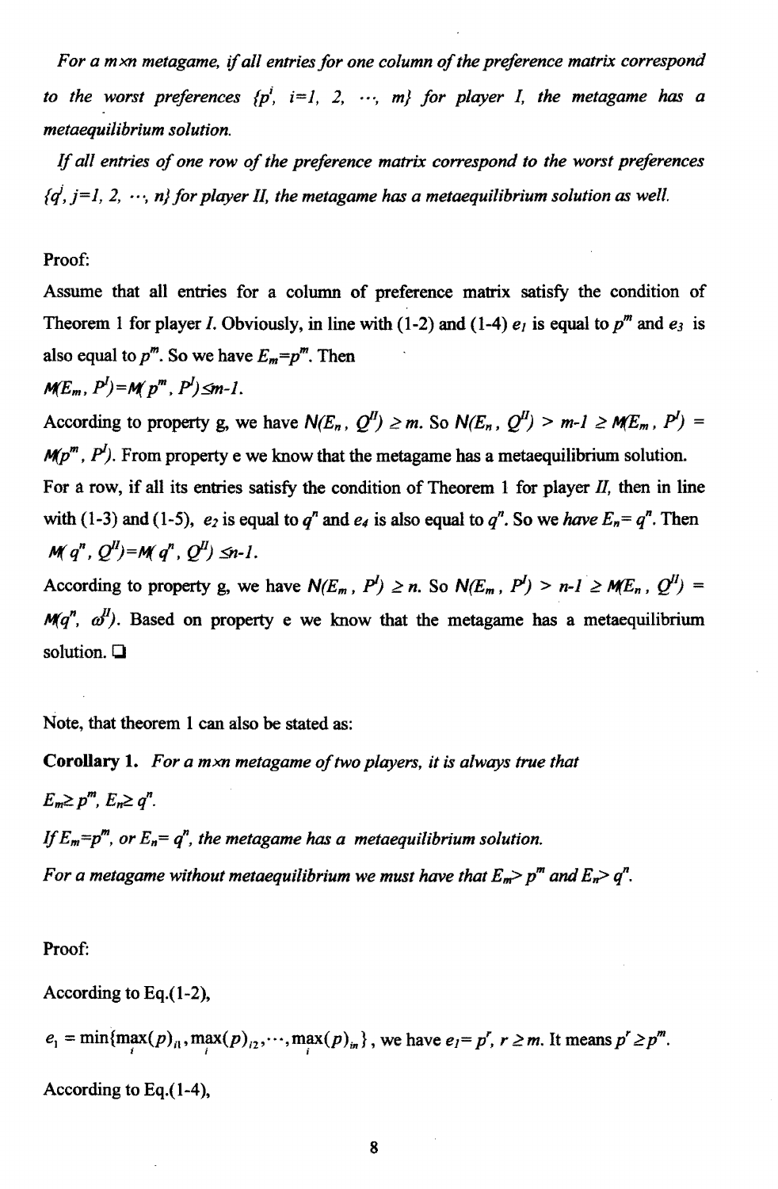*For a $m \times n$ metagame, if all entries for one column of the preference matrix correspond to the worst preferences $\{p^i, i=1, 2, \cdots, m\}$ for player I, the metagame has a metaequilibrium solution.*

*If all entries of one row of the preference matrix correspond to the worst preferences $\{q^j, j=1, 2, \cdots, n\}$ for player II, the metagame has a metaequilibrium solution as well.*

Proof:

Assume that all entries for a column of preference matrix satisfy the condition of Theorem 1 for player *I*. Obviously, in line with (1-2) and (1-4) $e_1$ is equal to $p^m$ and $e_3$ is also equal to $p^m$. So we have $E_m=p^m$. Then

$M(E_m, P^I)=M(p^m, P^I)\leq m-1$.

According to property g, we have $N(E_n, Q^{II}) \geq m$. So $N(E_n, Q^{II}) > m-1 \geq M(E_m, P^I) = M(p^m, P^I)$. From property e we know that the metagame has a metaequilibrium solution.

For a row, if all its entries satisfy the condition of Theorem 1 for player *II*, then in line with (1-3) and (1-5), $e_2$ is equal to $q^n$ and $e_4$ is also equal to $q^n$. So we *have* $E_n= q^n$. Then

$M(q^n, Q^{II})=M(q^n, Q^{II}) \leq n-1$.

According to property g, we have $N(E_m, P^I) \geq n$. So $N(E_m, P^I) > n-1 \geq M(E_n, Q^{II}) = M(q^n, \omega^{II})$. Based on property e we know that the metagame has a metaequilibrium solution. ❑

Note, that theorem 1 can also be stated as:

**Corollary 1.** *For a $m \times n$ metagame of two players, it is always true that*

$E_m \geq p^m$, $E_n \geq q^n$.

*If $E_m=p^m$, or $E_n= q^n$, the metagame has a metaequilibrium solution.*

*For a metagame without metaequilibrium we must have that $E_m > p^m$ and $E_n > q^n$.*

Proof:

According to Eq.(1-2),

$e_1 = \min\{\max_i(p)_{i1}, \max_i(p)_{i2}, \cdots, \max_i(p)_{in}\}$, we have $e_1= p^r$, $r \geq m$. It means $p^r \geq p^m$.

According to Eq.(1-4),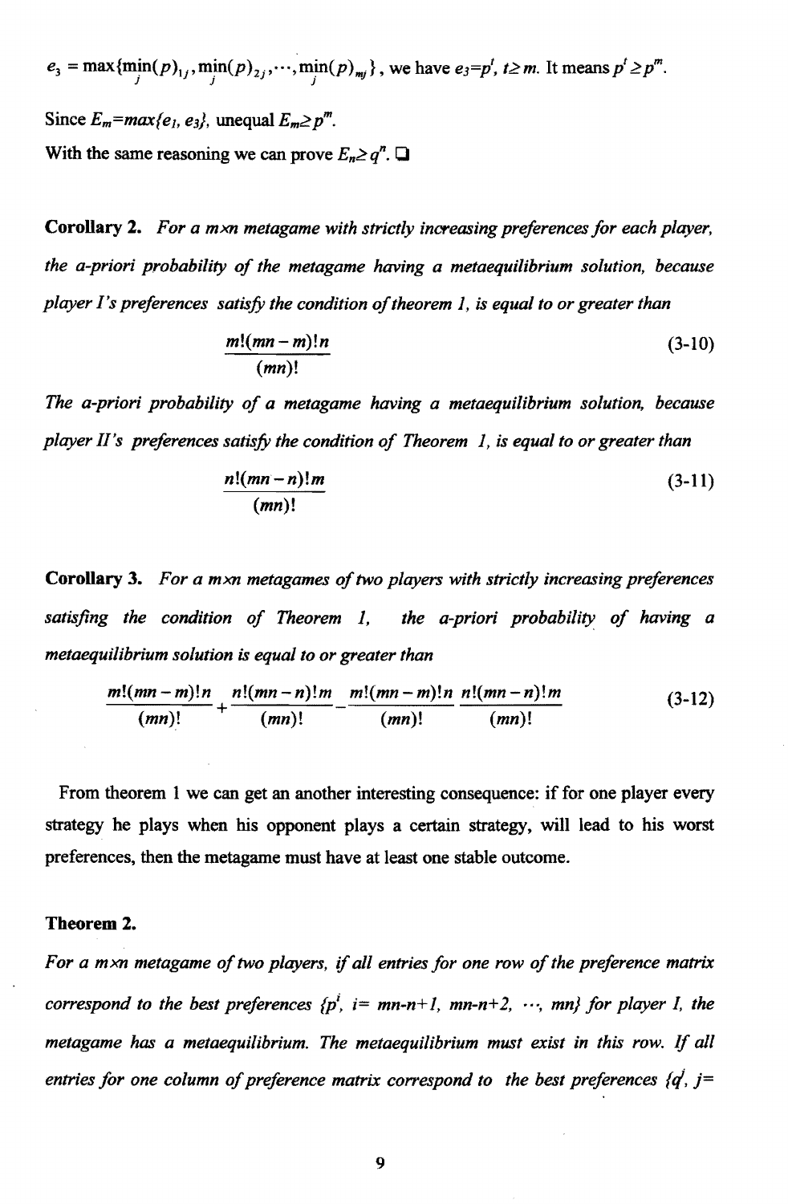$e_3 = \max\{\min_j(p)_{1j}, \min_j(p)_{2j}, \cdots, \min_j(p)_{mj}\}$, we have $e_3=p^t$, $t\geq m$. It means $p^t \geq p^m$.

Since $E_m=max\{e_1, e_3\}$, unequal $E_m\geq p^m$.

With the same reasoning we can prove $E_n\geq q^n$. ❑

**Corollary 2.** *For a m×n metagame with strictly increasing preferences for each player, the a-priori probability of the metagame having a metaequilibrium solution, because player I's preferences satisfy the condition of theorem 1, is equal to or greater than*

$$\frac{m!(mn-m)!n}{(mn)!} \tag{3-10}$$

*The a-priori probability of a metagame having a metaequilibrium solution, because player II's preferences satisfy the condition of Theorem 1, is equal to or greater than*

$$\frac{n!(mn-n)!m}{(mn)!} \tag{3-11}$$

**Corollary 3.** *For a m×n metagames of two players with strictly increasing preferences satisfing the condition of Theorem 1, the a-priori probability of having a metaequilibrium solution is equal to or greater than*

$$\frac{m!(mn-m)!n}{(mn)!}+\frac{n!(mn-n)!m}{(mn)!}-\frac{m!(mn-m)!n}{(mn)!}\frac{n!(mn-n)!m}{(mn)!} \tag{3-12}$$

From theorem 1 we can get an another interesting consequence: if for one player every strategy he plays when his opponent plays a certain strategy, will lead to his worst preferences, then the metagame must have at least one stable outcome.

**Theorem 2.**

*For a m×n metagame of two players, if all entries for one row of the preference matrix correspond to the best preferences $\{p^i$, $i= mn-n+1, mn-n+2, \cdots, mn\}$ for player I, the metagame has a metaequilibrium. The metaequilibrium must exist in this row. If all entries for one column of preference matrix correspond to the best preferences $\{q^j$, $j=$*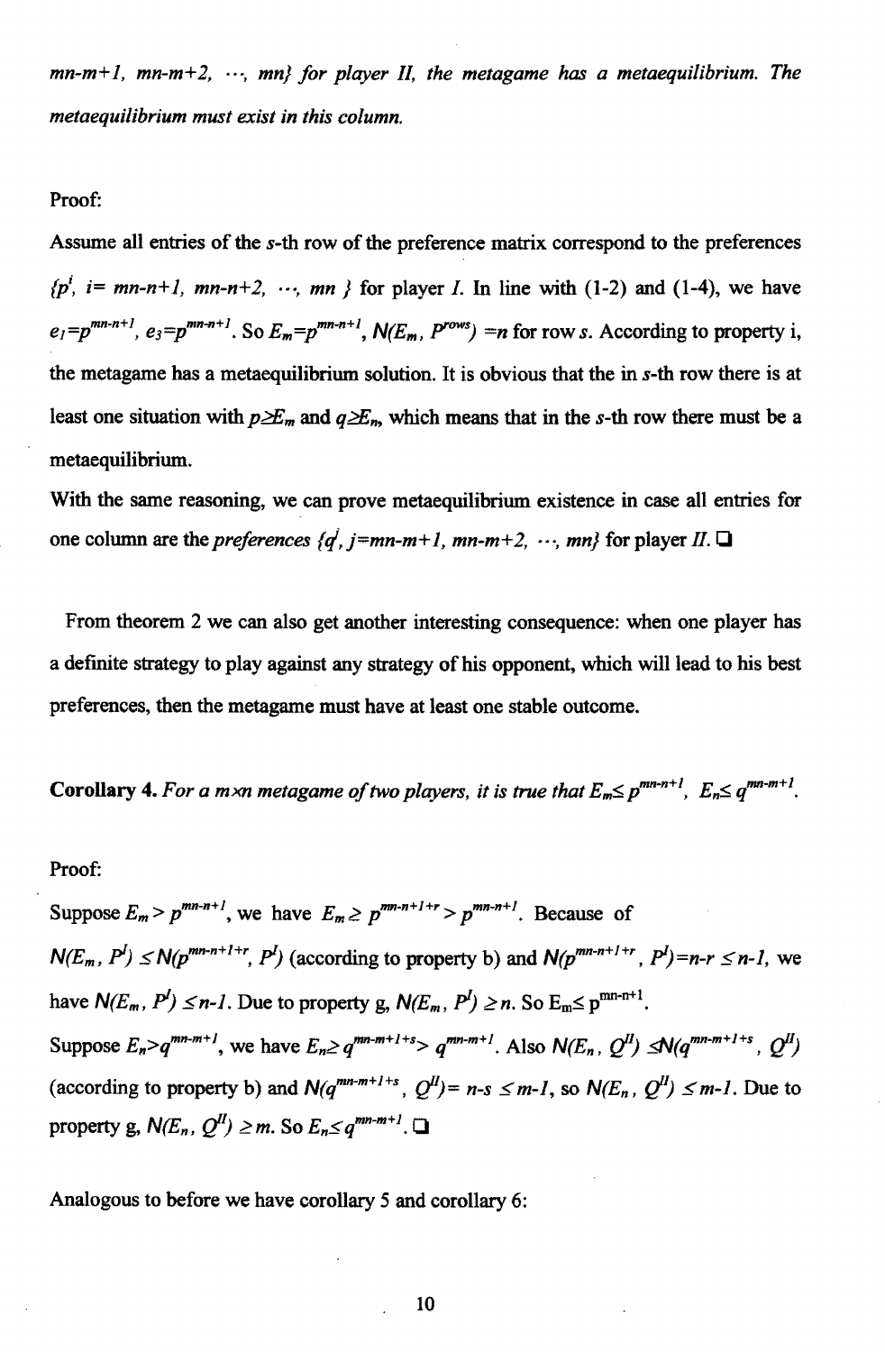*$mn$-$m$+1, $mn$-$m$+2, ⋯, $mn$} for player II, the metagame has a metaequilibrium. The metaequilibrium must exist in this column.*

Proof:

Assume all entries of the $s$-th row of the preference matrix correspond to the preferences $\{p^i,\ i= mn-n+1, mn-n+2, \cdots, mn\}$ for player $I$. In line with (1-2) and (1-4), we have $e_1=p^{mn-n+1}$, $e_3=p^{mn-n+1}$. So $E_m=p^{mn-n+1}$, $N(E_m, P^{rows}) =n$ for row $s$. According to property i, the metagame has a metaequilibrium solution. It is obvious that the in $s$-th row there is at least one situation with $p \geq E_m$ and $q \geq E_n$, which means that in the $s$-th row there must be a metaequilibrium.

With the same reasoning, we can prove metaequilibrium existence in case all entries for one column are the *preferences* $\{q^j, j=mn-m+1, mn-m+2, \cdots, mn\}$ for player $II$. ❑

From theorem 2 we can also get another interesting consequence: when one player has a definite strategy to play against any strategy of his opponent, which will lead to his best preferences, then the metagame must have at least one stable outcome.

**Corollary 4.** *For a $m \times n$ metagame of two players, it is true that $E_m \leq p^{mn-n+1}$, $E_n \leq q^{mn-m+1}$.*

Proof:

Suppose $E_m > p^{mn-n+1}$, we have $E_m \geq p^{mn-n+1+r} > p^{mn-n+1}$. Because of $N(E_m, P^I) \leq N(p^{mn-n+1+r}, P^I)$ (according to property b) and $N(p^{mn-n+1+r}, P^I)=n-r \leq n-1$, we have $N(E_m, P^I) \leq n-1$. Due to property g, $N(E_m, P^I) \geq n$. So $E_m \leq p^{mn-n+1}$.

Suppose $E_n > q^{mn-m+1}$, we have $E_n \geq q^{mn-m+1+s} > q^{mn-m+1}$. Also $N(E_n, Q^{II}) \leq N(q^{mn-m+1+s}, Q^{II})$ (according to property b) and $N(q^{mn-m+1+s}, Q^{II})= n-s \leq m-1$, so $N(E_n, Q^{II}) \leq m-1$. Due to property g, $N(E_n, Q^{II}) \geq m$. So $E_n \leq q^{mn-m+1}$. ❑

Analogous to before we have corollary 5 and corollary 6: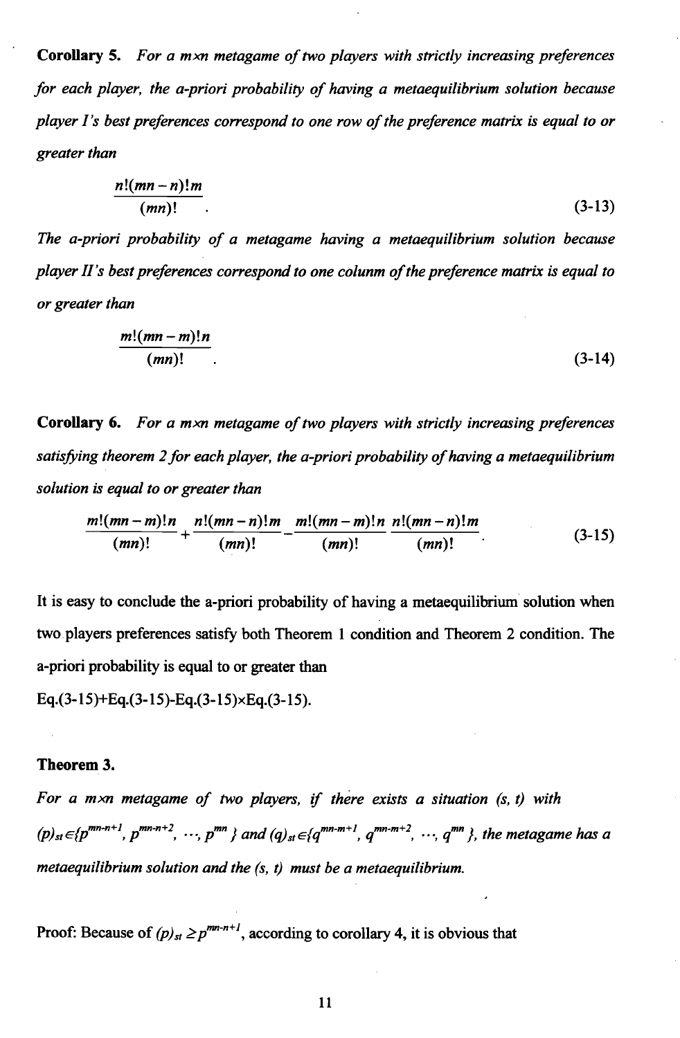**Corollary 5.** *For a m×n metagame of two players with strictly increasing preferences for each player, the a-priori probability of having a metaequilibrium solution because player I's best preferences correspond to one row of the preference matrix is equal to or greater than*

$$\frac{n!(mn-n)!m}{(mn)!} \quad . \tag{3-13}$$

*The a-priori probability of a metagame having a metaequilibrium solution because player II's best preferences correspond to one colunm of the preference matrix is equal to or greater than*

$$\frac{m!(mn-m)!n}{(mn)!} \quad . \tag{3-14}$$

**Corollary 6.** *For a m×n metagame of two players with strictly increasing preferences satisfying theorem 2 for each player, the a-priori probability of having a metaequilibrium solution is equal to or greater than*

$$\frac{m!(mn-m)!n}{(mn)!}+\frac{n!(mn-n)!m}{(mn)!}-\frac{m!(mn-m)!n}{(mn)!}\frac{n!(mn-n)!m}{(mn)!} \; . \tag{3-15}$$

It is easy to conclude the a-priori probability of having a metaequilibrium solution when two players preferences satisfy both Theorem 1 condition and Theorem 2 condition. The a-priori probability is equal to or greater than

Eq.(3-15)+Eq.(3-15)-Eq.(3-15)×Eq.(3-15).

**Theorem 3.**

*For a m×n metagame of two players, if there exists a situation (s, t) with* $(p)_{st}\in\{p^{mn-n+1}, p^{mn-n+2}, \cdots, p^{mn}\}$ *and* $(q)_{st}\in\{q^{mn-m+1}, q^{mn-m+2}, \cdots, q^{mn}\}$*, the metagame has a metaequilibrium solution and the (s, t) must be a metaequilibrium.*

Proof: Because of $(p)_{st} \geq p^{mn-n+1}$, according to corollary 4, it is obvious that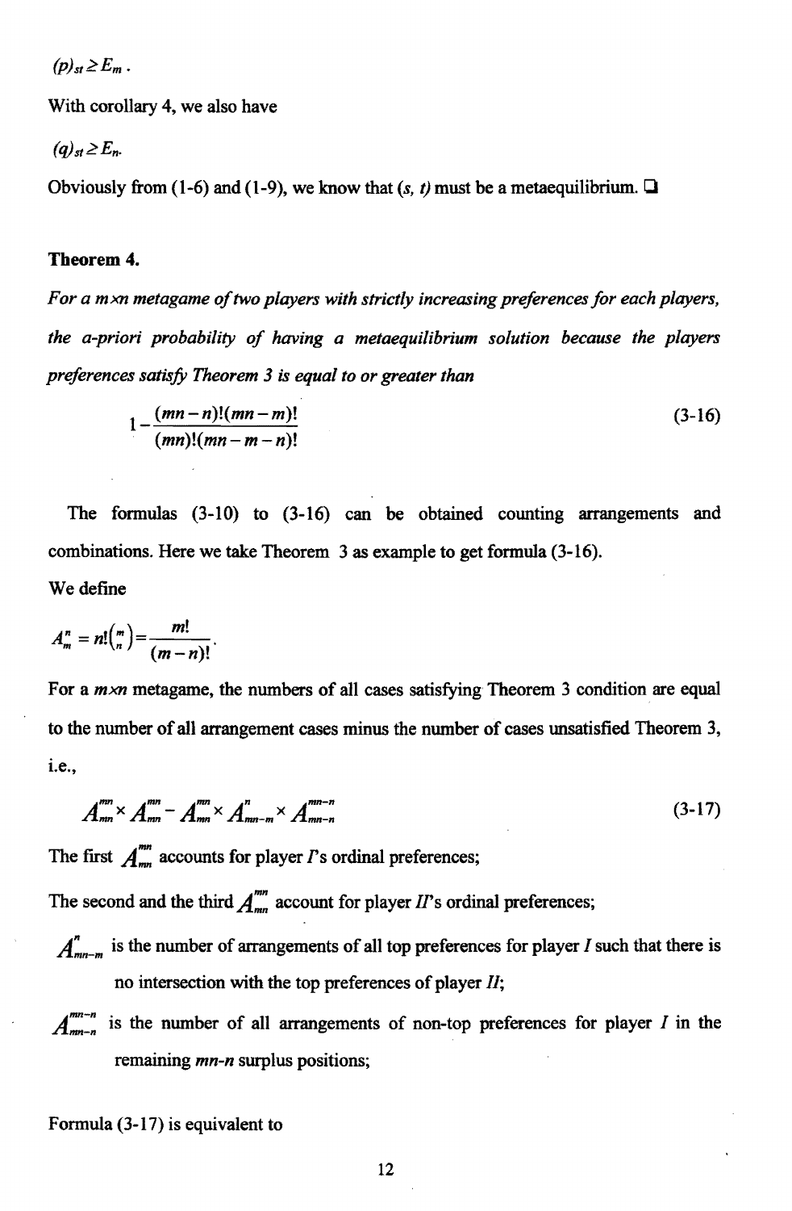$(p)_{st} \geq E_m$.

With corollary 4, we also have

$(q)_{st} \geq E_n$.

Obviously from (1-6) and (1-9), we know that $(s, t)$ must be a metaequilibrium. ❑

**Theorem 4.**

*For a $m \times n$ metagame of two players with strictly increasing preferences for each players, the a-priori probability of having a metaequilibrium solution because the players preferences satisfy Theorem 3 is equal to or greater than*

$$1 - \frac{(mn-n)!(mn-m)!}{(mn)!(mn-m-n)!} \tag{3-16}$$

The formulas (3-10) to (3-16) can be obtained counting arrangements and combinations. Here we take Theorem 3 as example to get formula (3-16).

We define

$$A_m^n = n!\binom{m}{n} = \frac{m!}{(m-n)!}.$$

For a $m \times n$ metagame, the numbers of all cases satisfying Theorem 3 condition are equal to the number of all arrangement cases minus the number of cases unsatisfied Theorem 3, i.e.,

$$A_{mn}^{mn} \times A_{mn}^{mn} - A_{mn}^{mn} \times A_{mn-m}^{n} \times A_{mn-n}^{mn-n} \tag{3-17}$$

The first $A_{mn}^{mn}$ accounts for player *I*'s ordinal preferences;

The second and the third $A_{mn}^{mn}$ account for player *II*'s ordinal preferences;

$A_{mn-m}^{n}$ is the number of arrangements of all top preferences for player *I* such that there is no intersection with the top preferences of player *II*;

$A_{mn-n}^{mn-n}$ is the number of all arrangements of non-top preferences for player *I* in the remaining $mn-n$ surplus positions;

Formula (3-17) is equivalent to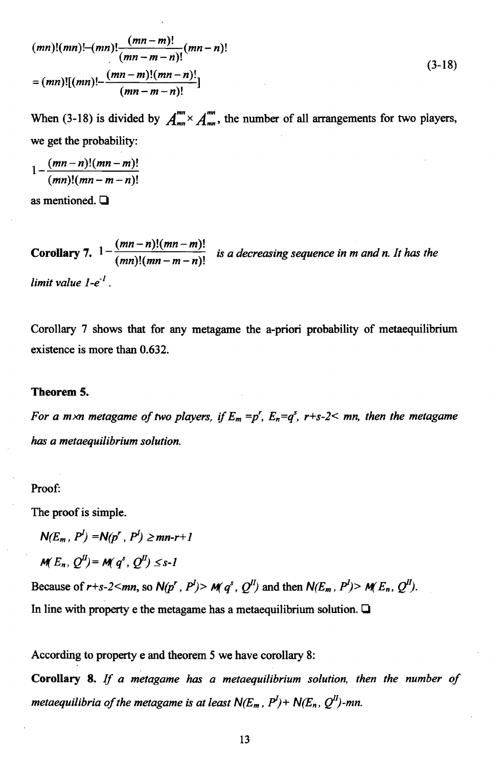$$
\begin{aligned}
&(mn)!(mn)!-(mn)!\frac{(mn-m)!}{(mn-m-n)!}(mn-n)! \\
&=(mn)![(mn)!-\frac{(mn-m)!(mn-n)!}{(mn-m-n)!}]
\end{aligned}
\tag{3-18}
$$

When (3-18) is divided by $A_{mn}^{mn} \times A_{mn}^{mn}$, the number of all arrangements for two players, we get the probability:

$$1-\frac{(mn-n)!(mn-m)!}{(mn)!(mn-m-n)!}$$

as mentioned. ❑

**Corollary 7.** $1-\frac{(mn-n)!(mn-m)!}{(mn)!(mn-m-n)!}$ *is a decreasing sequence in m and n. It has the limit value $1$-$e^{-1}$.*

Corollary 7 shows that for any metagame the a-priori probability of metaequilibrium existence is more than 0.632.

**Theorem 5.**

*For a $m \times n$ metagame of two players, if $E_m = p^r$, $E_n = q^s$, $r+s-2 < mn$, then the metagame has a metaequilibrium solution.*

Proof:

The proof is simple.

$N(E_m, P^I) = N(p^r, P^I) \geq mn-r+1$

$M(E_n, Q^{II}) = M(q^s, Q^{II}) \leq s-1$

Because of $r+s-2<mn$, so $N(p^r, P^I) > M(q^s, Q^{II})$ and then $N(E_m, P^I) > M(E_n, Q^{II})$.

In line with property e the metagame has a metaequilibrium solution. ❑

According to property e and theorem 5 we have corollary 8:

**Corollary 8.** *If a metagame has a metaequilibrium solution, then the number of metaequilibria of the metagame is at least $N(E_m, P^I) + N(E_n, Q^{II}) - mn$.*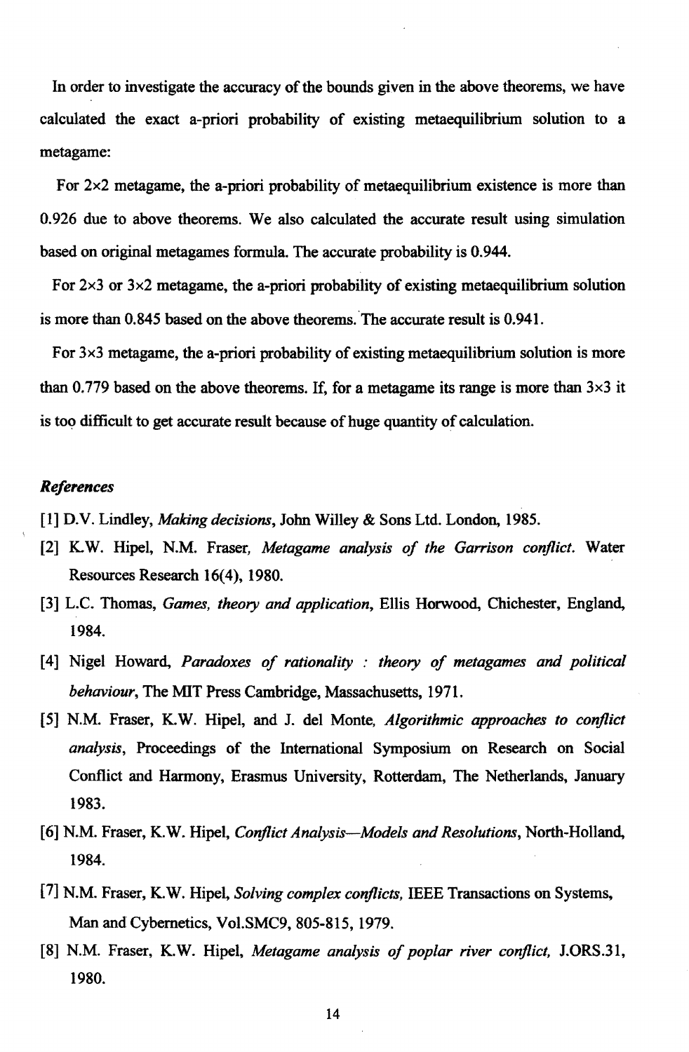In order to investigate the accuracy of the bounds given in the above theorems, we have calculated the exact a-priori probability of existing metaequilibrium solution to a metagame:

For 2×2 metagame, the a-priori probability of metaequilibrium existence is more than 0.926 due to above theorems. We also calculated the accurate result using simulation based on original metagames formula. The accurate probability is 0.944.

For 2×3 or 3×2 metagame, the a-priori probability of existing metaequilibrium solution is more than 0.845 based on the above theorems. The accurate result is 0.941.

For 3×3 metagame, the a-priori probability of existing metaequilibrium solution is more than 0.779 based on the above theorems. If, for a metagame its range is more than 3×3 it is too difficult to get accurate result because of huge quantity of calculation.

### *References*

[1] D.V. Lindley, *Making decisions*, John Willey & Sons Ltd. London, 1985.

[2] K.W. Hipel, N.M. Fraser, *Metagame analysis of the Garrison conflict.* Water Resources Research 16(4), 1980.

[3] L.C. Thomas, *Games, theory and application*, Ellis Horwood, Chichester, England, 1984.

[4] Nigel Howard, *Paradoxes of rationality : theory of metagames and political behaviour*, The MIT Press Cambridge, Massachusetts, 1971.

[5] N.M. Fraser, K.W. Hipel, and J. del Monte, *Algorithmic approaches to conflict analysis*, Proceedings of the International Symposium on Research on Social Conflict and Harmony, Erasmus University, Rotterdam, The Netherlands, January 1983.

[6] N.M. Fraser, K.W. Hipel, *Conflict Analysis—Models and Resolutions*, North-Holland, 1984.

[7] N.M. Fraser, K.W. Hipel, *Solving complex conflicts,* IEEE Transactions on Systems, Man and Cybernetics, Vol.SMC9, 805-815, 1979.

[8] N.M. Fraser, K.W. Hipel, *Metagame analysis of poplar river conflict,* J.ORS.31, 1980.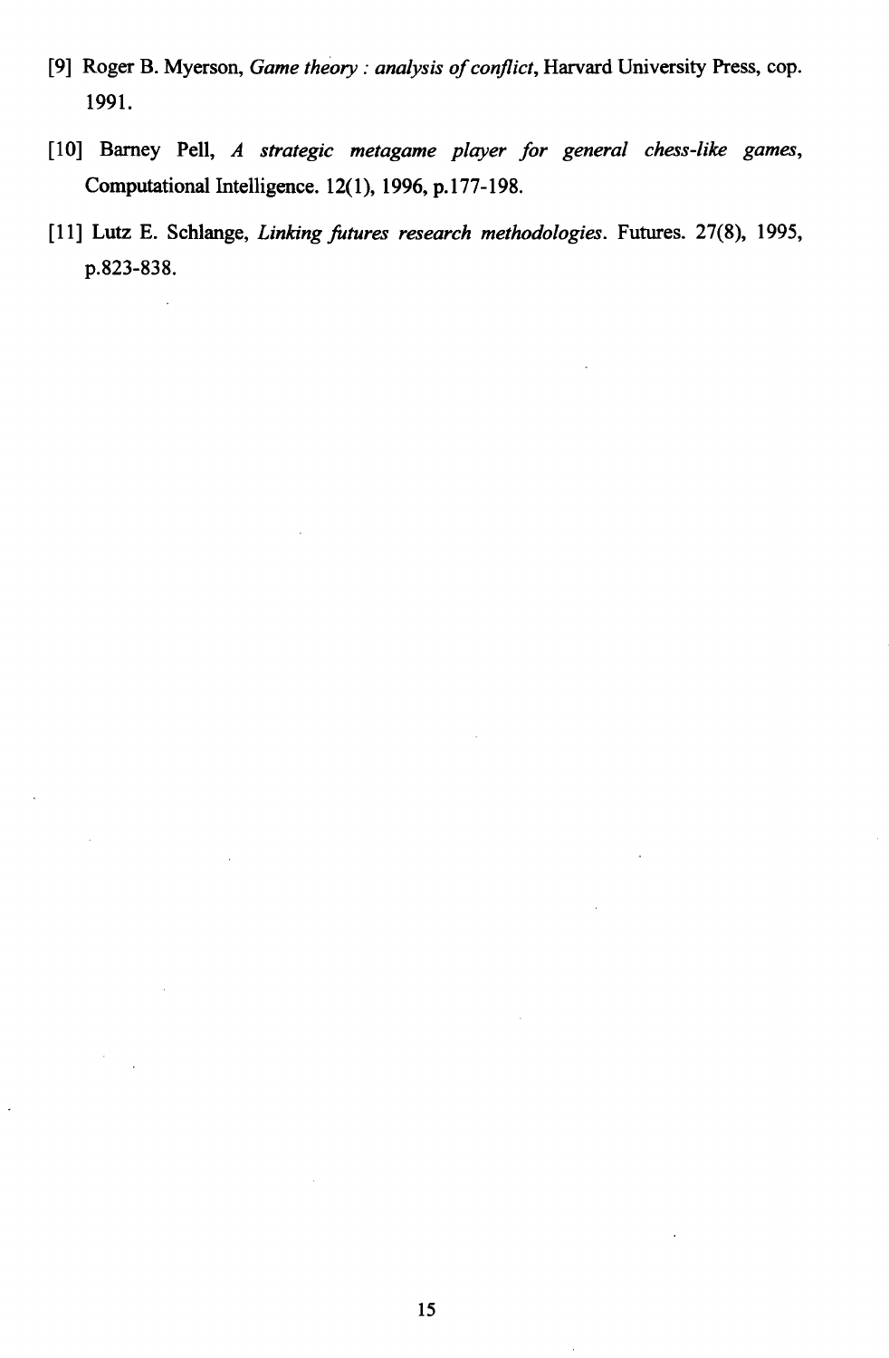[9] Roger B. Myerson, *Game theory : analysis of conflict*, Harvard University Press, cop. 1991.

[10] Barney Pell, *A strategic metagame player for general chess-like games*, Computational Intelligence. 12(1), 1996, p.177-198.

[11] Lutz E. Schlange, *Linking futures research methodologies*. Futures. 27(8), 1995, p.823-838.